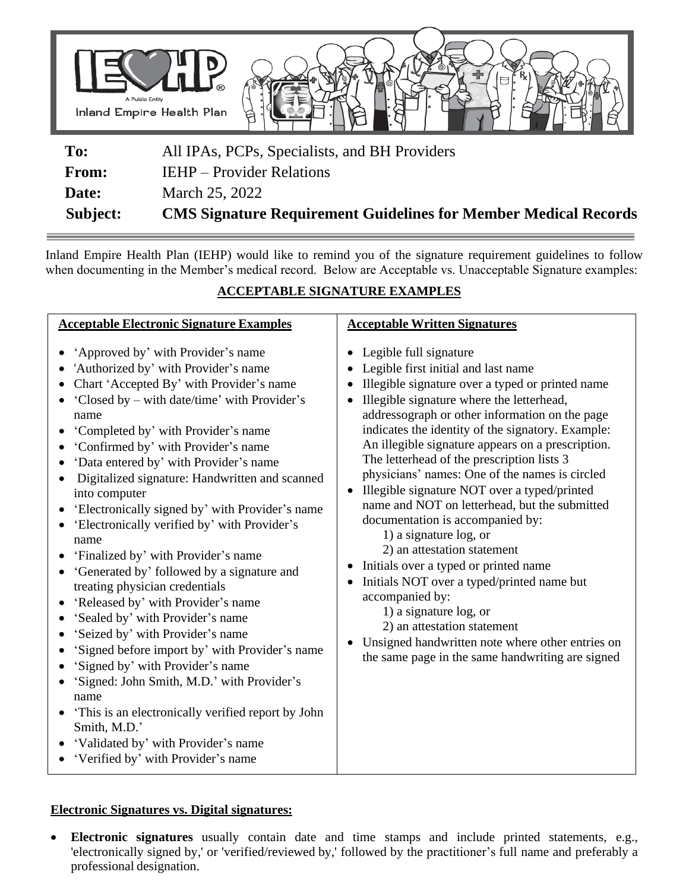| | |
|---|---|
| **To:** | All IPAs, PCPs, Specialists, and BH Providers |
| **From:** | IEHP – Provider Relations |
| **Date:** | March 25, 2022 |
| **Subject:** | **CMS Signature Requirement Guidelines for Member Medical Records** |

Inland Empire Health Plan (IEHP) would like to remind you of the signature requirement guidelines to follow when documenting in the Member's medical record. Below are Acceptable vs. Unacceptable Signature examples:

## ACCEPTABLE SIGNATURE EXAMPLES

| Acceptable Electronic Signature Examples | Acceptable Written Signatures |
|---|---|
| • 'Approved by' with Provider's name<br>• 'Authorized by' with Provider's name<br>• Chart 'Accepted By' with Provider's name<br>• 'Closed by – with date/time' with Provider's name<br>• 'Completed by' with Provider's name<br>• 'Confirmed by' with Provider's name<br>• 'Data entered by' with Provider's name<br>• Digitalized signature: Handwritten and scanned into computer<br>• 'Electronically signed by' with Provider's name<br>• 'Electronically verified by' with Provider's name<br>• 'Finalized by' with Provider's name<br>• 'Generated by' followed by a signature and treating physician credentials<br>• 'Released by' with Provider's name<br>• 'Sealed by' with Provider's name<br>• 'Seized by' with Provider's name<br>• 'Signed before import by' with Provider's name<br>• 'Signed by' with Provider's name<br>• 'Signed: John Smith, M.D.' with Provider's name<br>• 'This is an electronically verified report by John Smith, M.D.'<br>• 'Validated by' with Provider's name<br>• 'Verified by' with Provider's name | • Legible full signature<br>• Legible first initial and last name<br>• Illegible signature over a typed or printed name<br>• Illegible signature where the letterhead, addressograph or other information on the page indicates the identity of the signatory. Example: An illegible signature appears on a prescription. The letterhead of the prescription lists 3 physicians' names: One of the names is circled<br>• Illegible signature NOT over a typed/printed name and NOT on letterhead, but the submitted documentation is accompanied by:<br>1) a signature log, or<br>2) an attestation statement<br>• Initials over a typed or printed name<br>• Initials NOT over a typed/printed name but accompanied by:<br>1) a signature log, or<br>2) an attestation statement<br>• Unsigned handwritten note where other entries on the same page in the same handwriting are signed |

### Electronic Signatures vs. Digital signatures:

- **Electronic signatures** usually contain date and time stamps and include printed statements, e.g., 'electronically signed by,' or 'verified/reviewed by,' followed by the practitioner's full name and preferably a professional designation.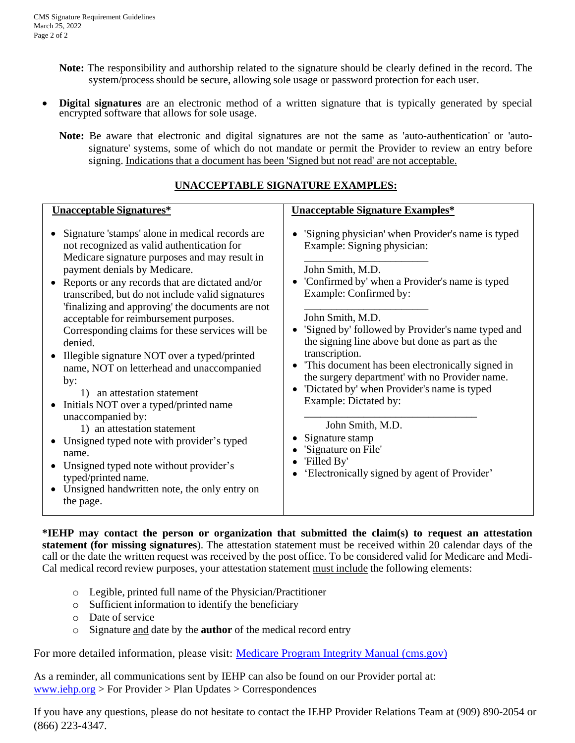**Note:** The responsibility and authorship related to the signature should be clearly defined in the record. The system/process should be secure, allowing sole usage or password protection for each user.

- **Digital signatures** are an electronic method of a written signature that is typically generated by special encrypted software that allows for sole usage.

  **Note:** Be aware that electronic and digital signatures are not the same as 'auto-authentication' or 'auto-signature' systems, some of which do not mandate or permit the Provider to review an entry before signing. Indications that a document has been 'Signed but not read' are not acceptable.

## UNACCEPTABLE SIGNATURE EXAMPLES:

| Unacceptable Signatures* | Unacceptable Signature Examples* |
|---|---|
| • Signature 'stamps' alone in medical records are not recognized as valid authentication for Medicare signature purposes and may result in payment denials by Medicare.<br>• Reports or any records that are dictated and/or transcribed, but do not include valid signatures 'finalizing and approving' the documents are not acceptable for reimbursement purposes. Corresponding claims for these services will be denied.<br>• Illegible signature NOT over a typed/printed name, NOT on letterhead and unaccompanied by:<br>1) an attestation statement<br>• Initials NOT over a typed/printed name unaccompanied by:<br>1) an attestation statement<br>• Unsigned typed note with provider's typed name.<br>• Unsigned typed note without provider's typed/printed name.<br>• Unsigned handwritten note, the only entry on the page. | • 'Signing physician' when Provider's name is typed Example: Signing physician:<br>______________________<br>John Smith, M.D.<br>• 'Confirmed by' when a Provider's name is typed Example: Confirmed by:<br>______________________<br>John Smith, M.D.<br>• 'Signed by' followed by Provider's name typed and the signing line above but done as part as the transcription.<br>• 'This document has been electronically signed in the surgery department' with no Provider name.<br>• 'Dictated by' when Provider's name is typed Example: Dictated by:<br>______________________________<br>John Smith, M.D.<br>• Signature stamp<br>• 'Signature on File'<br>• 'Filled By'<br>• 'Electronically signed by agent of Provider' |

**\*IEHP may contact the person or organization that submitted the claim(s) to request an attestation statement (for missing signatures**). The attestation statement must be received within 20 calendar days of the call or the date the written request was received by the post office. To be considered valid for Medicare and Medi-Cal medical record review purposes, your attestation statement must include the following elements:

- Legible, printed full name of the Physician/Practitioner
- Sufficient information to identify the beneficiary
- Date of service
- Signature and date by the **author** of the medical record entry

For more detailed information, please visit: [Medicare Program Integrity Manual (cms.gov)](https://www.cms.gov)

As a reminder, all communications sent by IEHP can also be found on our Provider portal at: [www.iehp.org](http://www.iehp.org) > For Provider > Plan Updates > Correspondences

If you have any questions, please do not hesitate to contact the IEHP Provider Relations Team at (909) 890-2054 or (866) 223-4347.